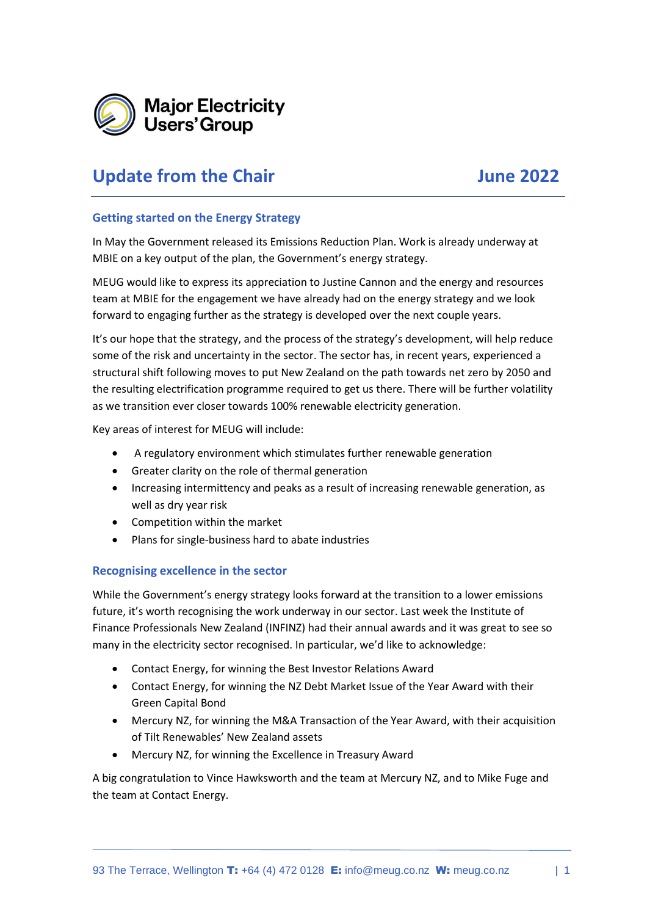Major Electricity Users' Group

# Update from the Chair June 2022

## Getting started on the Energy Strategy

In May the Government released its Emissions Reduction Plan. Work is already underway at MBIE on a key output of the plan, the Government's energy strategy.

MEUG would like to express its appreciation to Justine Cannon and the energy and resources team at MBIE for the engagement we have already had on the energy strategy and we look forward to engaging further as the strategy is developed over the next couple years.

It's our hope that the strategy, and the process of the strategy's development, will help reduce some of the risk and uncertainty in the sector. The sector has, in recent years, experienced a structural shift following moves to put New Zealand on the path towards net zero by 2050 and the resulting electrification programme required to get us there. There will be further volatility as we transition ever closer towards 100% renewable electricity generation.

Key areas of interest for MEUG will include:

- A regulatory environment which stimulates further renewable generation
- Greater clarity on the role of thermal generation
- Increasing intermittency and peaks as a result of increasing renewable generation, as well as dry year risk
- Competition within the market
- Plans for single-business hard to abate industries

## Recognising excellence in the sector

While the Government's energy strategy looks forward at the transition to a lower emissions future, it's worth recognising the work underway in our sector. Last week the Institute of Finance Professionals New Zealand (INFINZ) had their annual awards and it was great to see so many in the electricity sector recognised. In particular, we'd like to acknowledge:

- Contact Energy, for winning the Best Investor Relations Award
- Contact Energy, for winning the NZ Debt Market Issue of the Year Award with their Green Capital Bond
- Mercury NZ, for winning the M&A Transaction of the Year Award, with their acquisition of Tilt Renewables' New Zealand assets
- Mercury NZ, for winning the Excellence in Treasury Award

A big congratulation to Vince Hawksworth and the team at Mercury NZ, and to Mike Fuge and the team at Contact Energy.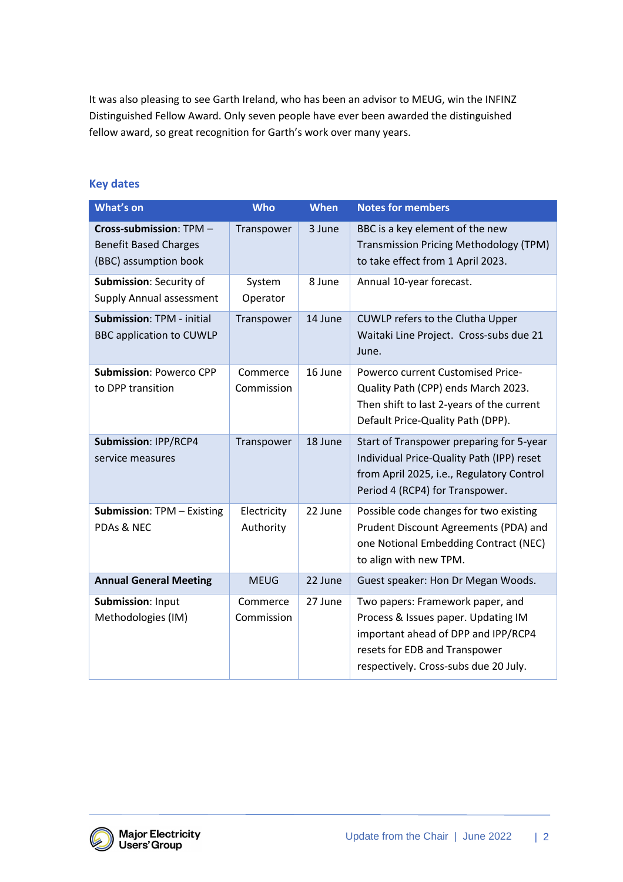It was also pleasing to see Garth Ireland, who has been an advisor to MEUG, win the INFINZ Distinguished Fellow Award. Only seven people have ever been awarded the distinguished fellow award, so great recognition for Garth's work over many years.

## Key dates

| What's on | Who | When | Notes for members |
|---|---|---|---|
| **Cross-submission**: TPM – Benefit Based Charges (BBC) assumption book | Transpower | 3 June | BBC is a key element of the new Transmission Pricing Methodology (TPM) to take effect from 1 April 2023. |
| **Submission**: Security of Supply Annual assessment | System Operator | 8 June | Annual 10-year forecast. |
| **Submission**: TPM - initial BBC application to CUWLP | Transpower | 14 June | CUWLP refers to the Clutha Upper Waitaki Line Project. Cross-subs due 21 June. |
| **Submission**: Powerco CPP to DPP transition | Commerce Commission | 16 June | Powerco current Customised Price-Quality Path (CPP) ends March 2023. Then shift to last 2-years of the current Default Price-Quality Path (DPP). |
| **Submission**: IPP/RCP4 service measures | Transpower | 18 June | Start of Transpower preparing for 5-year Individual Price-Quality Path (IPP) reset from April 2025, i.e., Regulatory Control Period 4 (RCP4) for Transpower. |
| **Submission**: TPM – Existing PDAs & NEC | Electricity Authority | 22 June | Possible code changes for two existing Prudent Discount Agreements (PDA) and one Notional Embedding Contract (NEC) to align with new TPM. |
| **Annual General Meeting** | MEUG | 22 June | Guest speaker: Hon Dr Megan Woods. |
| **Submission**: Input Methodologies (IM) | Commerce Commission | 27 June | Two papers: Framework paper, and Process & Issues paper. Updating IM important ahead of DPP and IPP/RCP4 resets for EDB and Transpower respectively. Cross-subs due 20 July. |